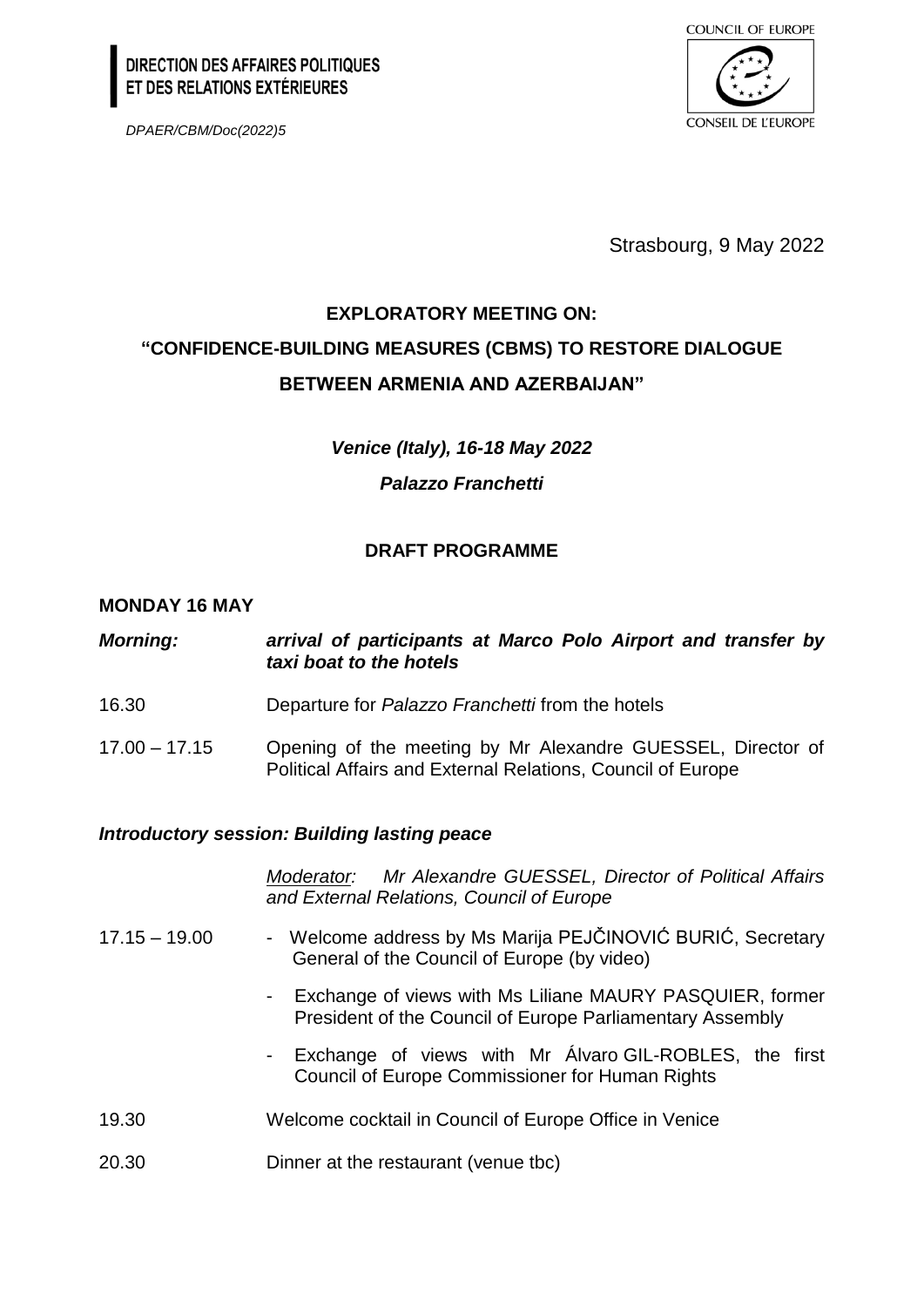**DIRECTION DES AFFAIRES POLITIQUES ET DES RELATIONS EXTÉRIEURES**

*DPAER/CBM/Doc(2022)5*

COUNCIL OF EUROPE
CONSEIL DE L'EUROPE

Strasbourg, 9 May 2022

# EXPLORATORY MEETING ON: "CONFIDENCE-BUILDING MEASURES (CBMS) TO RESTORE DIALOGUE BETWEEN ARMENIA AND AZERBAIJAN"

***Venice (Italy), 16-18 May 2022***

***Palazzo Franchetti***

## DRAFT PROGRAMME

### MONDAY 16 MAY

| | |
|---|---|
| ***Morning:*** | ***arrival of participants at Marco Polo Airport and transfer by taxi boat to the hotels*** |
| 16.30 | Departure for *Palazzo Franchetti* from the hotels |
| 17.00 – 17.15 | Opening of the meeting by Mr Alexandre GUESSEL, Director of Political Affairs and External Relations, Council of Europe |

#### *Introductory session: Building lasting peace*

*Moderator: Mr Alexandre GUESSEL, Director of Political Affairs and External Relations, Council of Europe*

| | |
|---|---|
| 17.15 – 19.00 | - Welcome address by Ms Marija PEJČINOVIĆ BURIĆ, Secretary General of the Council of Europe (by video)<br>- Exchange of views with Ms Liliane MAURY PASQUIER, former President of the Council of Europe Parliamentary Assembly<br>- Exchange of views with Mr Álvaro GIL-ROBLES, the first Council of Europe Commissioner for Human Rights |
| 19.30 | Welcome cocktail in Council of Europe Office in Venice |
| 20.30 | Dinner at the restaurant (venue tbc) |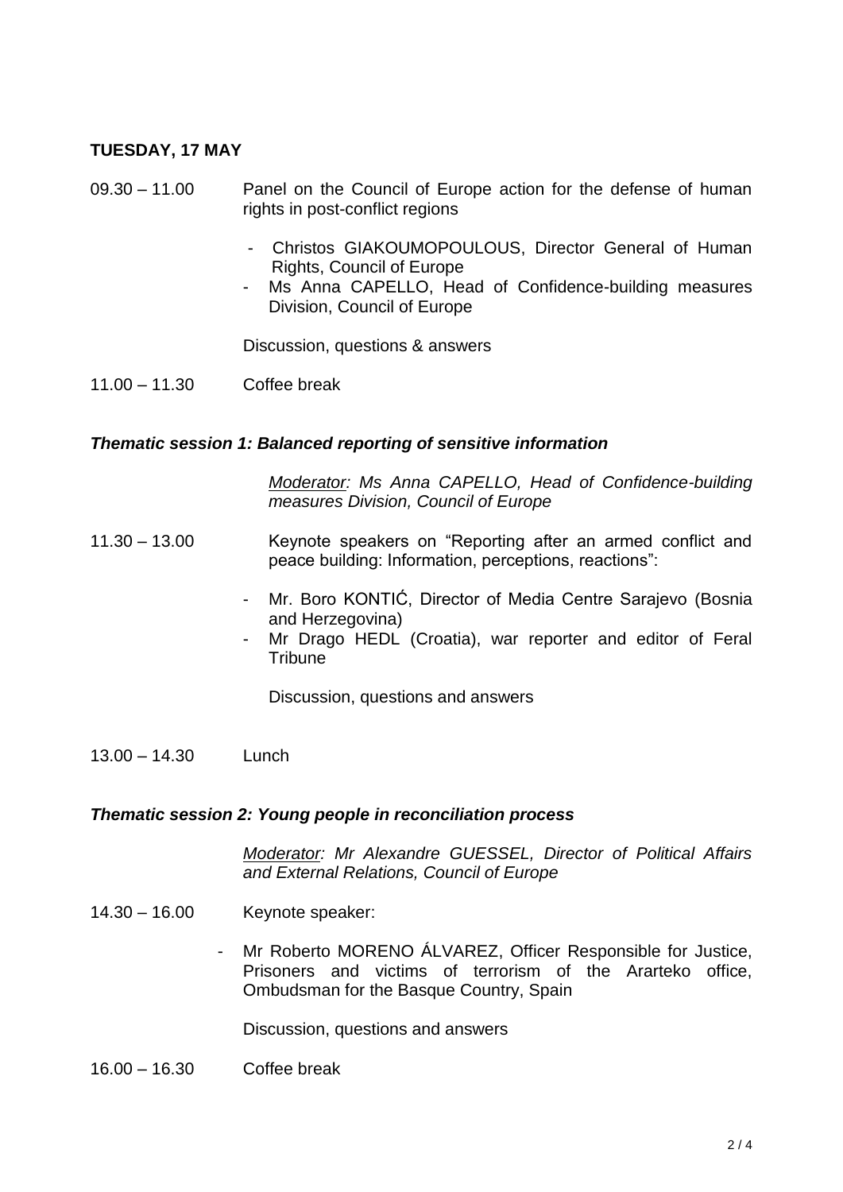**TUESDAY, 17 MAY**

09.30 – 11.00 Panel on the Council of Europe action for the defense of human rights in post-conflict regions

- Christos GIAKOUMOPOULOUS, Director General of Human Rights, Council of Europe
- Ms Anna CAPELLO, Head of Confidence-building measures Division, Council of Europe

Discussion, questions & answers

11.00 – 11.30 Coffee break

***Thematic session 1: Balanced reporting of sensitive information***

*Moderator: Ms Anna CAPELLO, Head of Confidence-building measures Division, Council of Europe*

11.30 – 13.00 Keynote speakers on "Reporting after an armed conflict and peace building: Information, perceptions, reactions":

- Mr. Boro KONTIĆ, Director of Media Centre Sarajevo (Bosnia and Herzegovina)
- Mr Drago HEDL (Croatia), war reporter and editor of Feral Tribune

Discussion, questions and answers

13.00 – 14.30 Lunch

***Thematic session 2: Young people in reconciliation process***

*Moderator: Mr Alexandre GUESSEL, Director of Political Affairs and External Relations, Council of Europe*

14.30 – 16.00 Keynote speaker:

- Mr Roberto MORENO ÁLVAREZ, Officer Responsible for Justice, Prisoners and victims of terrorism of the Ararteko office, Ombudsman for the Basque Country, Spain

Discussion, questions and answers

16.00 – 16.30 Coffee break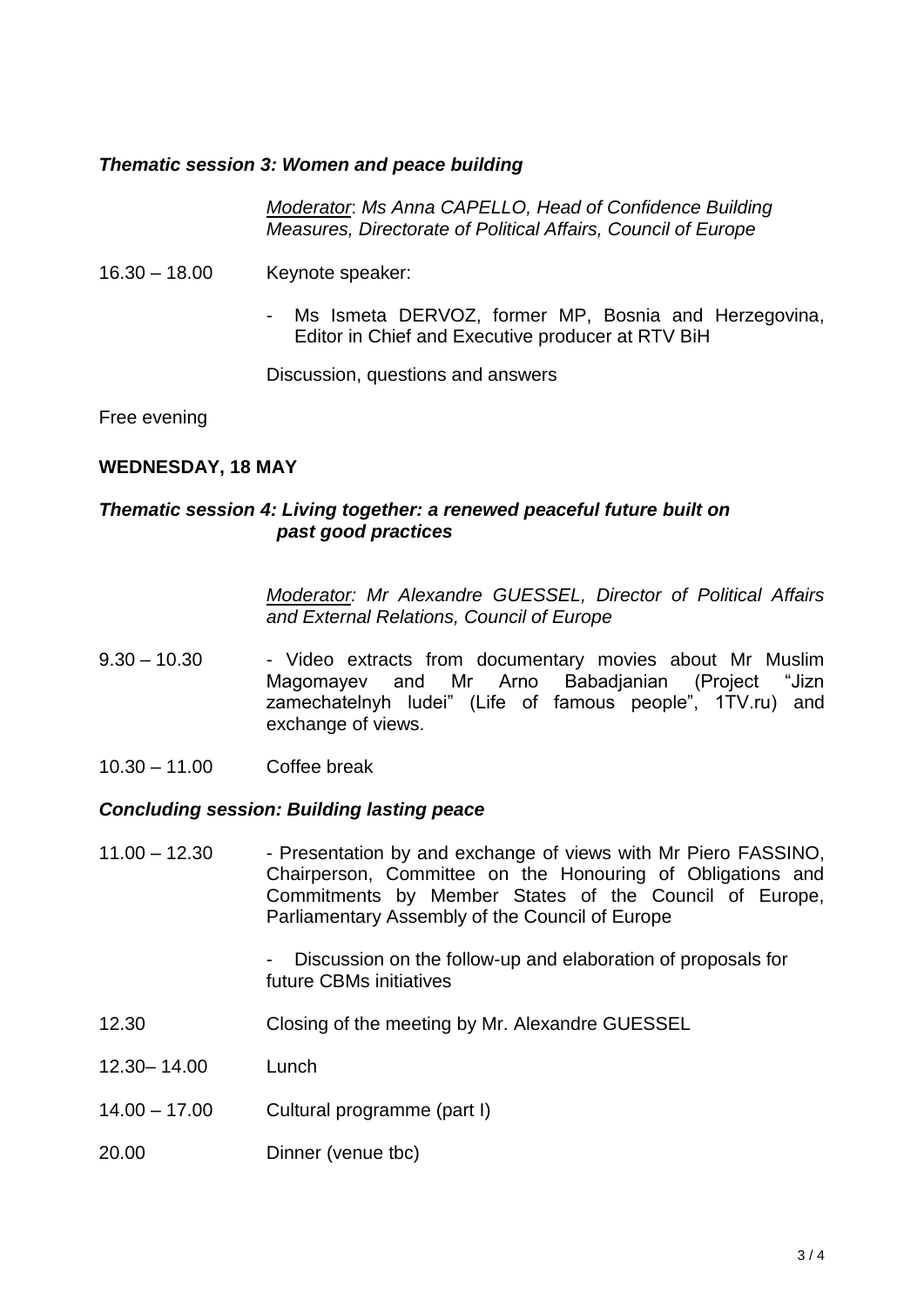***Thematic session 3: Women and peace building***

*Moderator: Ms Anna CAPELLO, Head of Confidence Building Measures, Directorate of Political Affairs, Council of Europe*

16.30 – 18.00 Keynote speaker:

- Ms Ismeta DERVOZ, former MP, Bosnia and Herzegovina, Editor in Chief and Executive producer at RTV BiH

Discussion, questions and answers

Free evening

**WEDNESDAY, 18 MAY**

***Thematic session 4: Living together: a renewed peaceful future built on past good practices***

*Moderator: Mr Alexandre GUESSEL, Director of Political Affairs and External Relations, Council of Europe*

9.30 – 10.30 - Video extracts from documentary movies about Mr Muslim Magomayev and Mr Arno Babadjanian (Project "Jizn zamechatelnyh ludei" (Life of famous people", 1TV.ru) and exchange of views.

10.30 – 11.00 Coffee break

***Concluding session: Building lasting peace***

11.00 – 12.30 - Presentation by and exchange of views with Mr Piero FASSINO, Chairperson, Committee on the Honouring of Obligations and Commitments by Member States of the Council of Europe, Parliamentary Assembly of the Council of Europe

- Discussion on the follow-up and elaboration of proposals for future CBMs initiatives

12.30 Closing of the meeting by Mr. Alexandre GUESSEL

12.30– 14.00 Lunch

14.00 – 17.00 Cultural programme (part I)

20.00 Dinner (venue tbc)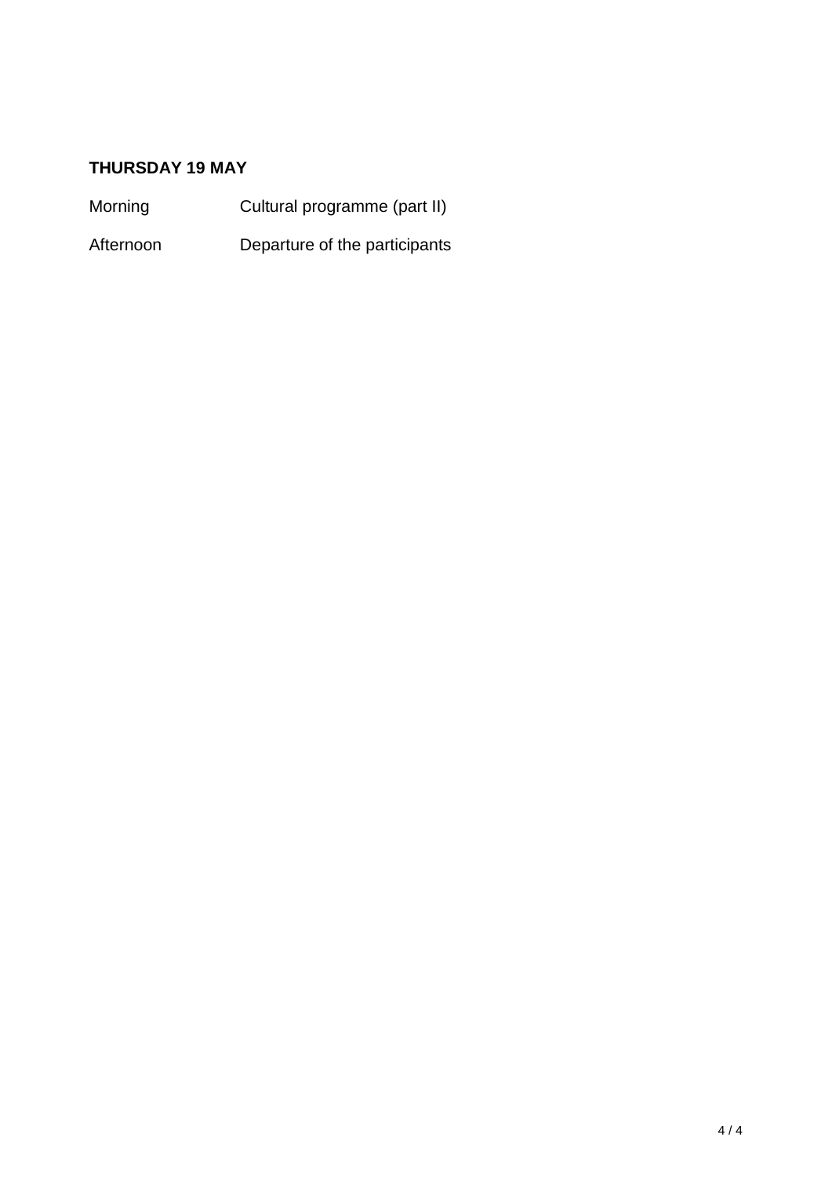**THURSDAY 19 MAY**

| | |
|---|---|
| Morning | Cultural programme (part II) |
| Afternoon | Departure of the participants |